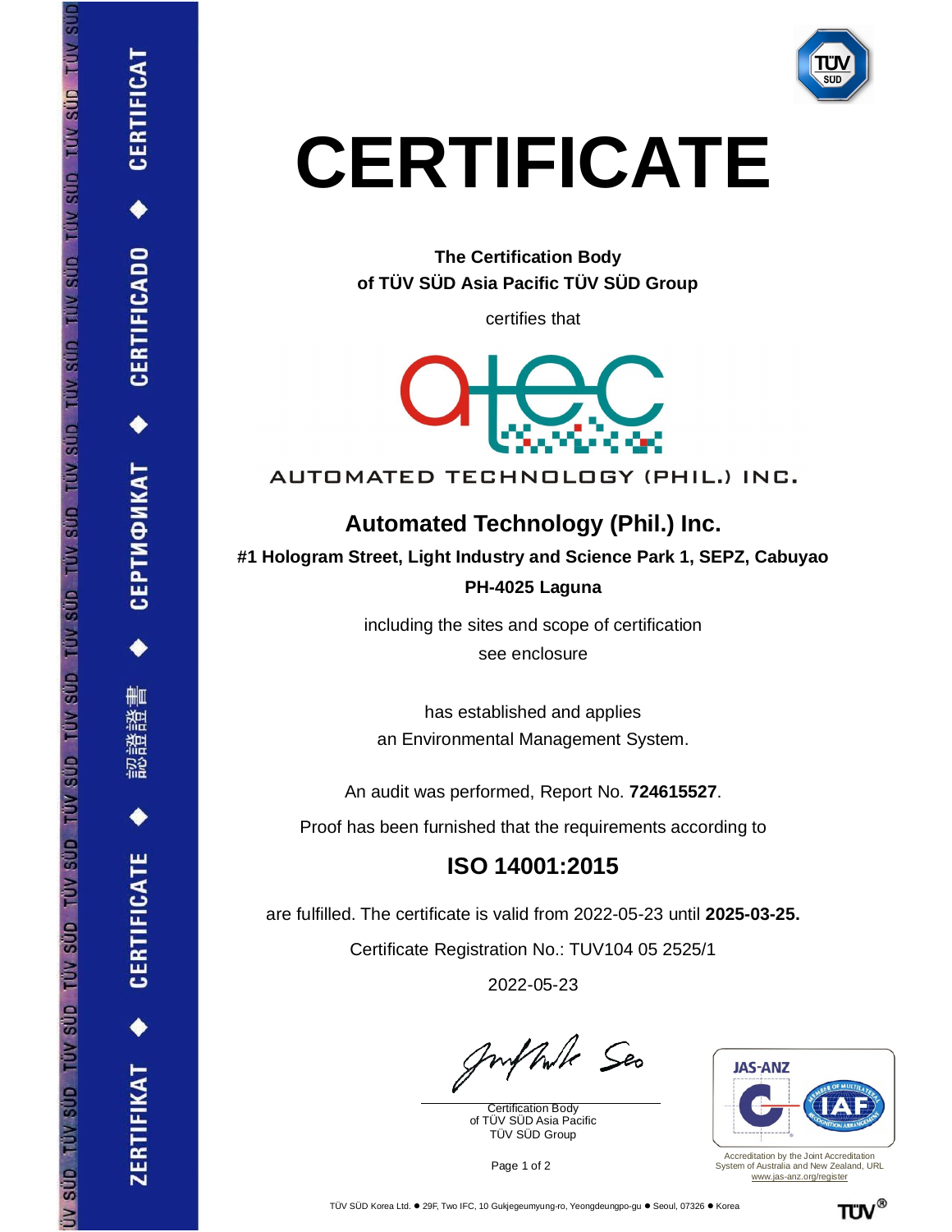# CERTIFICATE

**The Certification Body**
**of TÜV SÜD Asia Pacific TÜV SÜD Group**

certifies that

AUTOMATED TECHNOLOGY (PHIL.) INC.

## Automated Technology (Phil.) Inc.

**#1 Hologram Street, Light Industry and Science Park 1, SEPZ, Cabuyao**

**PH-4025 Laguna**

including the sites and scope of certification
see enclosure

has established and applies
an Environmental Management System.

An audit was performed, Report No. **724615527**.

Proof has been furnished that the requirements according to

## ISO 14001:2015

are fulfilled. The certificate is valid from 2022-05-23 until **2025-03-25.**

Certificate Registration No.: TUV104 05 2525/1

2022-05-23

Certification Body
of TÜV SÜD Asia Pacific
TÜV SÜD Group

JAS-ANZ

Accreditation by the Joint Accreditation System of Australia and New Zealand, URL www.jas-anz.org/register

TÜV SÜD Korea Ltd. ● 29F, Two IFC, 10 Gukjegeumyung-ro, Yeongdeungpo-gu ● Seoul, 07326 ● Korea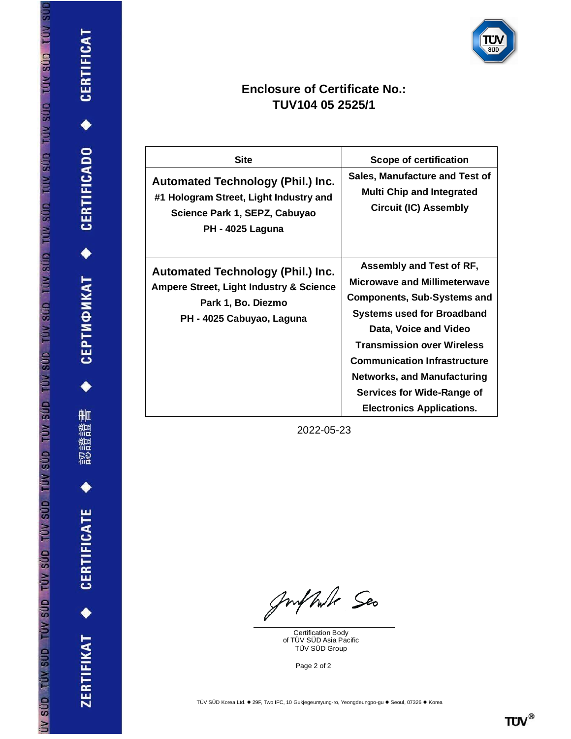# Enclosure of Certificate No.: TUV104 05 2525/1

| Site | Scope of certification |
| --- | --- |
| **Automated Technology (Phil.) Inc.** #1 Hologram Street, Light Industry and Science Park 1, SEPZ, Cabuyao PH - 4025 Laguna | Sales, Manufacture and Test of Multi Chip and Integrated Circuit (IC) Assembly |
| **Automated Technology (Phil.) Inc.** Ampere Street, Light Industry & Science Park 1, Bo. Diezmo PH - 4025 Cabuyao, Laguna | Assembly and Test of RF, Microwave and Millimeterwave Components, Sub-Systems and Systems used for Broadband Data, Voice and Video Transmission over Wireless Communication Infrastructure Networks, and Manufacturing Services for Wide-Range of Electronics Applications. |

2022-05-23

Certification Body
of TÜV SÜD Asia Pacific
TÜV SÜD Group

TÜV SÜD Korea Ltd. ● 29F, Two IFC, 10 Gukjegeumyung-ro, Yeongdeungpo-gu ● Seoul, 07326 ● Korea